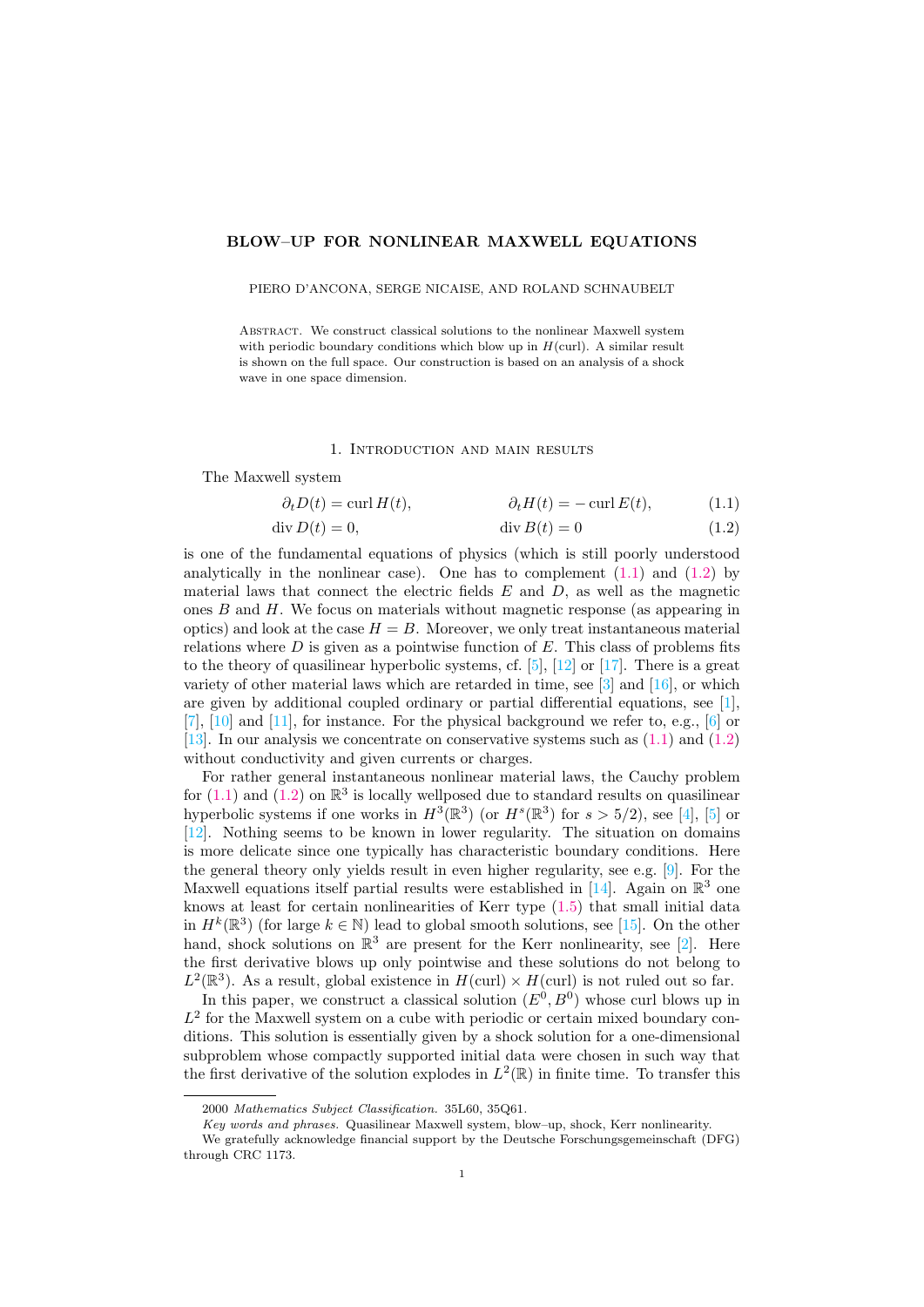# BLOW–UP FOR NONLINEAR MAXWELL EQUATIONS

PIERO D'ANCONA, SERGE NICAISE, AND ROLAND SCHNAUBELT

Abstract. We construct classical solutions to the nonlinear Maxwell system with periodic boundary conditions which blow up in $H(\text{curl})$. A similar result is shown on the full space. Our construction is based on an analysis of a shock wave in one space dimension.

## 1. Introduction and main results

The Maxwell system

$$\partial_t D(t) = \operatorname{curl} H(t), \qquad \partial_t H(t) = -\operatorname{curl} E(t), \tag{1.1}$$

$$\operatorname{div} D(t) = 0, \qquad \operatorname{div} B(t) = 0 \tag{1.2}$$

is one of the fundamental equations of physics (which is still poorly understood analytically in the nonlinear case). One has to complement (1.1) and (1.2) by material laws that connect the electric fields $E$ and $D$, as well as the magnetic ones $B$ and $H$. We focus on materials without magnetic response (as appearing in optics) and look at the case $H = B$. Moreover, we only treat instantaneous material relations where $D$ is given as a pointwise function of $E$. This class of problems fits to the theory of quasilinear hyperbolic systems, cf. [5], [12] or [17]. There is a great variety of other material laws which are retarded in time, see [3] and [16], or which are given by additional coupled ordinary or partial differential equations, see [1], [7], [10] and [11], for instance. For the physical background we refer to, e.g., [6] or [13]. In our analysis we concentrate on conservative systems such as (1.1) and (1.2) without conductivity and given currents or charges.

For rather general instantaneous nonlinear material laws, the Cauchy problem for (1.1) and (1.2) on $\mathbb{R}^3$ is locally wellposed due to standard results on quasilinear hyperbolic systems if one works in $H^3(\mathbb{R}^3)$ (or $H^s(\mathbb{R}^3)$ for $s > 5/2$), see [4], [5] or [12]. Nothing seems to be known in lower regularity. The situation on domains is more delicate since one typically has characteristic boundary conditions. Here the general theory only yields result in even higher regularity, see e.g. [9]. For the Maxwell equations itself partial results were established in [14]. Again on $\mathbb{R}^3$ one knows at least for certain nonlinearities of Kerr type (1.5) that small initial data in $H^k(\mathbb{R}^3)$ (for large $k \in \mathbb{N}$) lead to global smooth solutions, see [15]. On the other hand, shock solutions on $\mathbb{R}^3$ are present for the Kerr nonlinearity, see [2]. Here the first derivative blows up only pointwise and these solutions do not belong to $L^2(\mathbb{R}^3)$. As a result, global existence in $H(\text{curl}) \times H(\text{curl})$ is not ruled out so far.

In this paper, we construct a classical solution $(E^0, B^0)$ whose curl blows up in $L^2$ for the Maxwell system on a cube with periodic or certain mixed boundary conditions. This solution is essentially given by a shock solution for a one-dimensional subproblem whose compactly supported initial data were chosen in such way that the first derivative of the solution explodes in $L^2(\mathbb{R})$ in finite time. To transfer this

---

2000 *Mathematics Subject Classification.* 35L60, 35Q61.

*Key words and phrases.* Quasilinear Maxwell system, blow–up, shock, Kerr nonlinearity.

We gratefully acknowledge financial support by the Deutsche Forschungsgemeinschaft (DFG) through CRC 1173.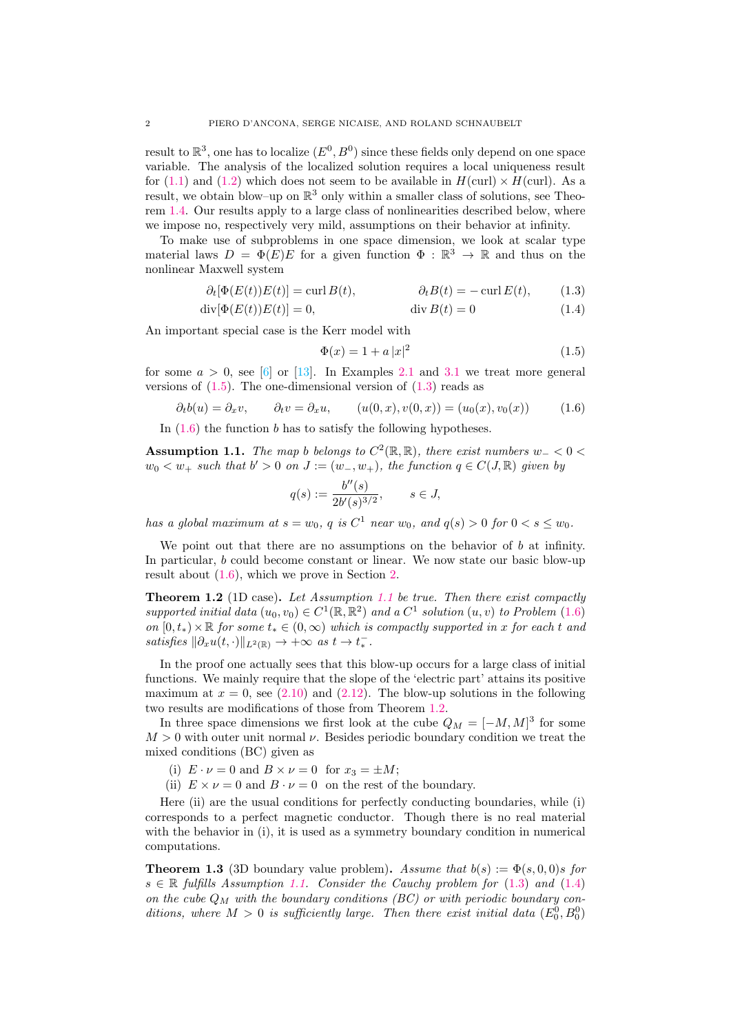result to $\mathbb{R}^3$, one has to localize $(E^0, B^0)$ since these fields only depend on one space variable. The analysis of the localized solution requires a local uniqueness result for (1.1) and (1.2) which does not seem to be available in $H(\text{curl}) \times H(\text{curl})$. As a result, we obtain blow–up on $\mathbb{R}^3$ only within a smaller class of solutions, see Theorem 1.4. Our results apply to a large class of nonlinearities described below, where we impose no, respectively very mild, assumptions on their behavior at infinity.

To make use of subproblems in one space dimension, we look at scalar type material laws $D = \Phi(E)E$ for a given function $\Phi : \mathbb{R}^3 \to \mathbb{R}$ and thus on the nonlinear Maxwell system

$$\partial_t[\Phi(E(t))E(t)] = \operatorname{curl} B(t), \qquad \partial_t B(t) = -\operatorname{curl} E(t), \tag{1.3}$$

$$\operatorname{div}[\Phi(E(t))E(t)] = 0, \qquad \operatorname{div} B(t) = 0 \tag{1.4}$$

An important special case is the Kerr model with

$$\Phi(x) = 1 + a\,|x|^2 \tag{1.5}$$

for some $a > 0$, see [6] or [13]. In Examples 2.1 and 3.1 we treat more general versions of (1.5). The one-dimensional version of (1.3) reads as

$$\partial_t b(u) = \partial_x v, \qquad \partial_t v = \partial_x u, \qquad (u(0,x), v(0,x)) = (u_0(x), v_0(x)) \tag{1.6}$$

In (1.6) the function $b$ has to satisfy the following hypotheses.

**Assumption 1.1.** *The map $b$ belongs to $C^2(\mathbb{R}, \mathbb{R})$, there exist numbers $w_- < 0 < w_0 < w_+$ such that $b' > 0$ on $J := (w_-, w_+)$, the function $q \in C(J, \mathbb{R})$ given by*

$$q(s) := \frac{b''(s)}{2b'(s)^{3/2}}, \qquad s \in J,$$

*has a global maximum at $s = w_0$, $q$ is $C^1$ near $w_0$, and $q(s) > 0$ for $0 < s \le w_0$.*

We point out that there are no assumptions on the behavior of $b$ at infinity. In particular, $b$ could become constant or linear. We now state our basic blow-up result about (1.6), which we prove in Section 2.

**Theorem 1.2** (1D case)**.** *Let Assumption 1.1 be true. Then there exist compactly supported initial data $(u_0, v_0) \in C^1(\mathbb{R}, \mathbb{R}^2)$ and a $C^1$ solution $(u, v)$ to Problem (1.6) on $[0, t_*) \times \mathbb{R}$ for some $t_* \in (0, \infty)$ which is compactly supported in $x$ for each $t$ and satisfies $\|\partial_x u(t, \cdot)\|_{L^2(\mathbb{R})} \to +\infty$ as $t \to t_*^-$.*

In the proof one actually sees that this blow-up occurs for a large class of initial functions. We mainly require that the slope of the 'electric part' attains its positive maximum at $x = 0$, see (2.10) and (2.12). The blow-up solutions in the following two results are modifications of those from Theorem 1.2.

In three space dimensions we first look at the cube $Q_M = [-M, M]^3$ for some $M > 0$ with outer unit normal $\nu$. Besides periodic boundary condition we treat the mixed conditions (BC) given as

(i) $E \cdot \nu = 0$ and $B \times \nu = 0$ for $x_3 = \pm M$;
(ii) $E \times \nu = 0$ and $B \cdot \nu = 0$ on the rest of the boundary.

Here (ii) are the usual conditions for perfectly conducting boundaries, while (i) corresponds to a perfect magnetic conductor. Though there is no real material with the behavior in (i), it is used as a symmetry boundary condition in numerical computations.

**Theorem 1.3** (3D boundary value problem)**.** *Assume that $b(s) := \Phi(s, 0, 0)s$ for $s \in \mathbb{R}$ fulfills Assumption 1.1. Consider the Cauchy problem for (1.3) and (1.4) on the cube $Q_M$ with the boundary conditions (BC) or with periodic boundary conditions, where $M > 0$ is sufficiently large. Then there exist initial data $(E_0^0, B_0^0)$*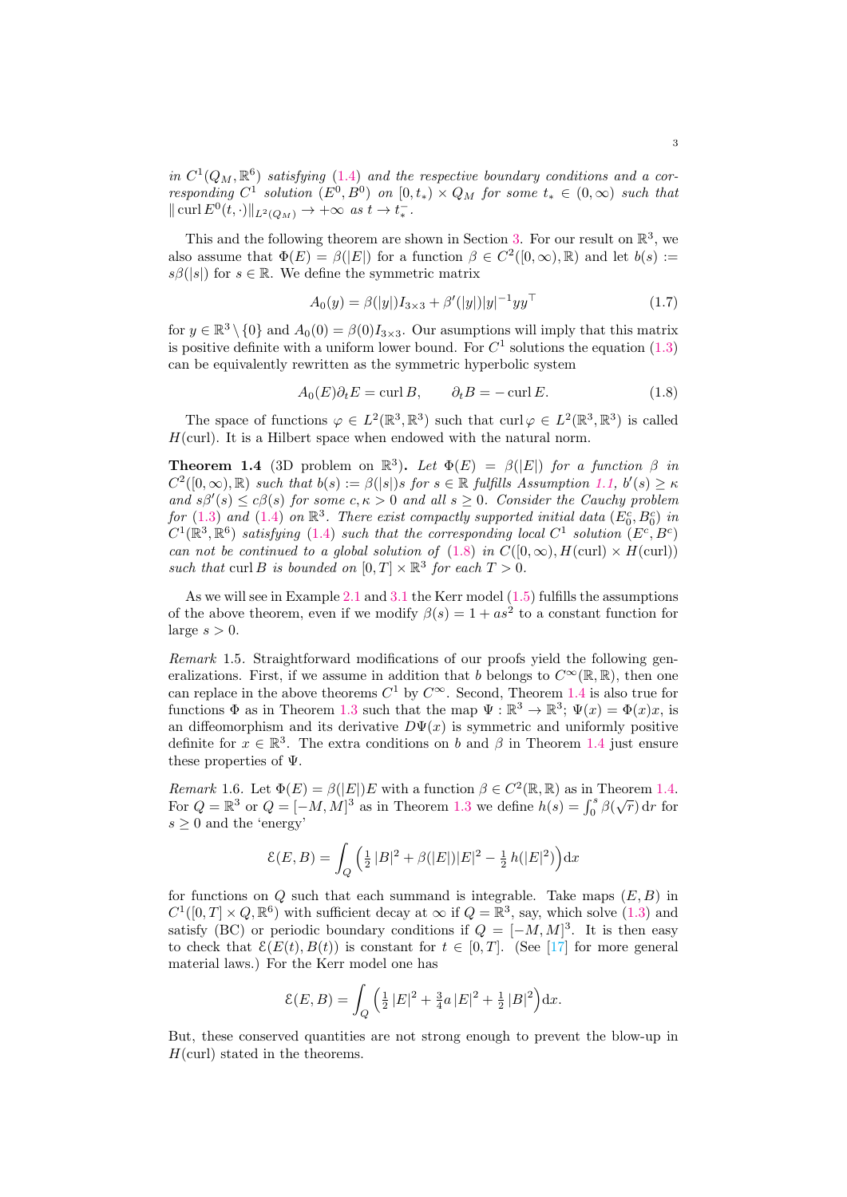*in* $C^1(Q_M, \mathbb{R}^6)$ *satisfying* (1.4) *and the respective boundary conditions and a corresponding* $C^1$ *solution* $(E^0, B^0)$ *on* $[0, t_*) \times Q_M$ *for some* $t_* \in (0, \infty)$ *such that* $\|\operatorname{curl} E^0(t, \cdot)\|_{L^2(Q_M)} \to +\infty$ *as* $t \to t_*^-$.

This and the following theorem are shown in Section 3. For our result on $\mathbb{R}^3$, we also assume that $\Phi(E) = \beta(|E|)$ for a function $\beta \in C^2([0, \infty), \mathbb{R})$ and let $b(s) := s\beta(|s|)$ for $s \in \mathbb{R}$. We define the symmetric matrix

$$A_0(y) = \beta(|y|) I_{3\times 3} + \beta'(|y|)|y|^{-1} y y^\top \tag{1.7}$$

for $y \in \mathbb{R}^3 \setminus \{0\}$ and $A_0(0) = \beta(0) I_{3\times 3}$. Our asumptions will imply that this matrix is positive definite with a uniform lower bound. For $C^1$ solutions the equation (1.3) can be equivalently rewritten as the symmetric hyperbolic system

$$A_0(E)\partial_t E = \operatorname{curl} B, \qquad \partial_t B = -\operatorname{curl} E. \tag{1.8}$$

The space of functions $\varphi \in L^2(\mathbb{R}^3, \mathbb{R}^3)$ such that $\operatorname{curl} \varphi \in L^2(\mathbb{R}^3, \mathbb{R}^3)$ is called $H(\mathrm{curl})$. It is a Hilbert space when endowed with the natural norm.

**Theorem 1.4** (3D problem on $\mathbb{R}^3$)**.** *Let* $\Phi(E) = \beta(|E|)$ *for a function* $\beta$ *in* $C^2([0, \infty), \mathbb{R})$ *such that* $b(s) := \beta(|s|)s$ *for* $s \in \mathbb{R}$ *fulfills Assumption 1.1,* $b'(s) \geq \kappa$ *and* $s\beta'(s) \leq c\beta(s)$ *for some* $c, \kappa > 0$ *and all* $s \geq 0$*. Consider the Cauchy problem for* (1.3) *and* (1.4) *on* $\mathbb{R}^3$*. There exist compactly supported initial data* $(E_0^c, B_0^c)$ *in* $C^1(\mathbb{R}^3, \mathbb{R}^6)$ *satisfying* (1.4) *such that the corresponding local* $C^1$ *solution* $(E^c, B^c)$ *can not be continued to a global solution of* (1.8) *in* $C([0, \infty), H(\mathrm{curl}) \times H(\mathrm{curl}))$ *such that* $\operatorname{curl} B$ *is bounded on* $[0, T] \times \mathbb{R}^3$ *for each* $T > 0$*.*

As we will see in Example 2.1 and 3.1 the Kerr model (1.5) fulfills the assumptions of the above theorem, even if we modify $\beta(s) = 1 + as^2$ to a constant function for large $s > 0$.

*Remark* 1.5. Straightforward modifications of our proofs yield the following generalizations. First, if we assume in addition that $b$ belongs to $C^\infty(\mathbb{R}, \mathbb{R})$, then one can replace in the above theorems $C^1$ by $C^\infty$. Second, Theorem 1.4 is also true for functions $\Phi$ as in Theorem 1.3 such that the map $\Psi : \mathbb{R}^3 \to \mathbb{R}^3$; $\Psi(x) = \Phi(x)x$, is an diffeomorphism and its derivative $D\Psi(x)$ is symmetric and uniformly positive definite for $x \in \mathbb{R}^3$. The extra conditions on $b$ and $\beta$ in Theorem 1.4 just ensure these properties of $\Psi$.

*Remark* 1.6. Let $\Phi(E) = \beta(|E|)E$ with a function $\beta \in C^2(\mathbb{R}, \mathbb{R})$ as in Theorem 1.4. For $Q = \mathbb{R}^3$ or $Q = [-M, M]^3$ as in Theorem 1.3 we define $h(s) = \int_0^s \beta(\sqrt{r})\,\mathrm{d}r$ for $s \geq 0$ and the 'energy'

$$\mathcal{E}(E, B) = \int_Q \Big( \tfrac{1}{2}\,|B|^2 + \beta(|E|)|E|^2 - \tfrac{1}{2}\,h(|E|^2) \Big)\mathrm{d}x$$

for functions on $Q$ such that each summand is integrable. Take maps $(E, B)$ in $C^1([0, T] \times Q, \mathbb{R}^6)$ with sufficient decay at $\infty$ if $Q = \mathbb{R}^3$, say, which solve (1.3) and satisfy (BC) or periodic boundary conditions if $Q = [-M, M]^3$. It is then easy to check that $\mathcal{E}(E(t), B(t))$ is constant for $t \in [0, T]$. (See [17] for more general material laws.) For the Kerr model one has

$$\mathcal{E}(E, B) = \int_Q \Big( \tfrac{1}{2}\,|E|^2 + \tfrac{3}{4}a\,|E|^2 + \tfrac{1}{2}\,|B|^2 \Big)\mathrm{d}x.$$

But, these conserved quantities are not strong enough to prevent the blow-up in $H(\mathrm{curl})$ stated in the theorems.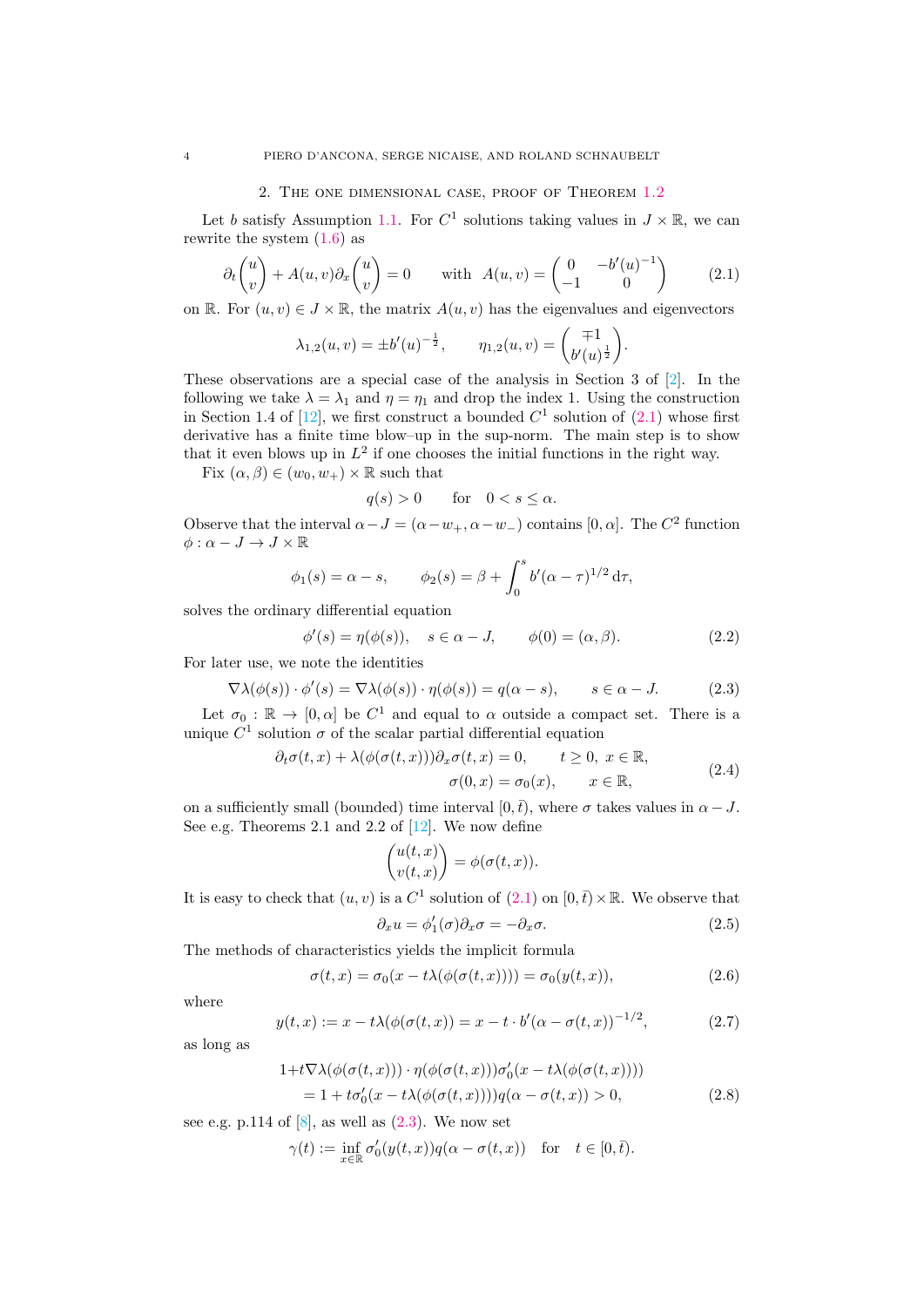## 2. The one dimensional case, proof of Theorem 1.2

Let $b$ satisfy Assumption 1.1. For $C^1$ solutions taking values in $J \times \mathbb{R}$, we can rewrite the system (1.6) as

$$\partial_t \begin{pmatrix} u \\ v \end{pmatrix} + A(u,v)\partial_x \begin{pmatrix} u \\ v \end{pmatrix} = 0 \qquad \text{with} \;\; A(u,v) = \begin{pmatrix} 0 & -b'(u)^{-1} \\ -1 & 0 \end{pmatrix} \tag{2.1}$$

on $\mathbb{R}$. For $(u,v) \in J \times \mathbb{R}$, the matrix $A(u,v)$ has the eigenvalues and eigenvectors

$$\lambda_{1,2}(u,v) = \pm b'(u)^{-\frac{1}{2}}, \qquad \eta_{1,2}(u,v) = \begin{pmatrix} \mp 1 \\ b'(u)^{\frac{1}{2}} \end{pmatrix}.$$

These observations are a special case of the analysis in Section 3 of [2]. In the following we take $\lambda = \lambda_1$ and $\eta = \eta_1$ and drop the index 1. Using the construction in Section 1.4 of [12], we first construct a bounded $C^1$ solution of (2.1) whose first derivative has a finite time blow–up in the sup-norm. The main step is to show that it even blows up in $L^2$ if one chooses the initial functions in the right way.

Fix $(\alpha, \beta) \in (w_0, w_+) \times \mathbb{R}$ such that

$$q(s) > 0 \qquad \text{for} \quad 0 < s \leq \alpha.$$

Observe that the interval $\alpha - J = (\alpha - w_+, \alpha - w_-)$ contains $[0, \alpha]$. The $C^2$ function $\phi : \alpha - J \to J \times \mathbb{R}$

$$\phi_1(s) = \alpha - s, \qquad \phi_2(s) = \beta + \int_0^s b'(\alpha - \tau)^{1/2} \, \mathrm{d}\tau,$$

solves the ordinary differential equation

$$\phi'(s) = \eta(\phi(s)), \quad s \in \alpha - J, \qquad \phi(0) = (\alpha, \beta). \tag{2.2}$$

For later use, we note the identities

$$\nabla\lambda(\phi(s)) \cdot \phi'(s) = \nabla\lambda(\phi(s)) \cdot \eta(\phi(s)) = q(\alpha - s), \qquad s \in \alpha - J. \tag{2.3}$$

Let $\sigma_0 : \mathbb{R} \to [0, \alpha]$ be $C^1$ and equal to $\alpha$ outside a compact set. There is a unique $C^1$ solution $\sigma$ of the scalar partial differential equation

$$\begin{aligned} \partial_t \sigma(t,x) + \lambda(\phi(\sigma(t,x)))\partial_x \sigma(t,x) = 0, \qquad & t \geq 0, \; x \in \mathbb{R}, \\ \sigma(0,x) = \sigma_0(x), \qquad & x \in \mathbb{R}, \end{aligned} \tag{2.4}$$

on a sufficiently small (bounded) time interval $[0, \bar{t})$, where $\sigma$ takes values in $\alpha - J$. See e.g. Theorems 2.1 and 2.2 of [12]. We now define

$$\begin{pmatrix} u(t,x) \\ v(t,x) \end{pmatrix} = \phi(\sigma(t,x)).$$

It is easy to check that $(u,v)$ is a $C^1$ solution of (2.1) on $[0, \bar{t}) \times \mathbb{R}$. We observe that

$$\partial_x u = \phi_1'(\sigma)\partial_x \sigma = -\partial_x \sigma. \tag{2.5}$$

The methods of characteristics yields the implicit formula

$$\sigma(t,x) = \sigma_0(x - t\lambda(\phi(\sigma(t,x)))) = \sigma_0(y(t,x)), \tag{2.6}$$

where

$$y(t,x) := x - t\lambda(\phi(\sigma(t,x)) = x - t \cdot b'(\alpha - \sigma(t,x))^{-1/2}, \tag{2.7}$$

as long as

$$\begin{aligned} 1 + t\nabla\lambda(\phi(\sigma(t,x))) \cdot \eta(\phi(\sigma(t,x)))\sigma_0'(x - t\lambda(\phi(\sigma(t,x)))) \\ = 1 + t\sigma_0'(x - t\lambda(\phi(\sigma(t,x))))q(\alpha - \sigma(t,x)) > 0, \end{aligned} \tag{2.8}$$

see e.g. p.114 of [8], as well as (2.3). We now set

$$\gamma(t) := \inf_{x \in \mathbb{R}} \sigma_0'(y(t,x))q(\alpha - \sigma(t,x)) \quad \text{for} \quad t \in [0, \bar{t}).$$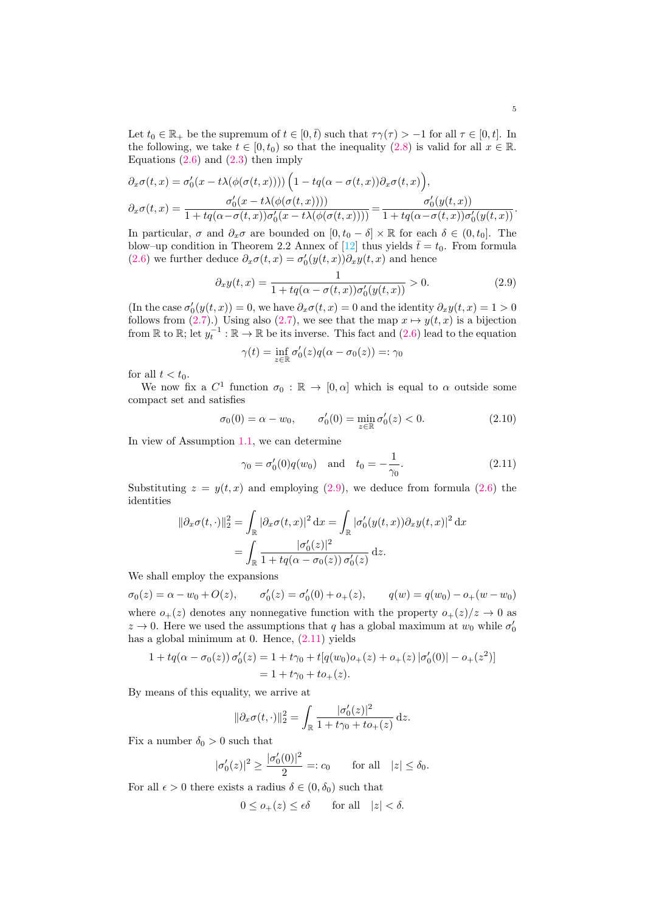Let $t_0 \in \mathbb{R}_+$ be the supremum of $t \in [0, \bar{t})$ such that $\tau\gamma(\tau) > -1$ for all $\tau \in [0, t]$. In the following, we take $t \in [0, t_0)$ so that the inequality (2.8) is valid for all $x \in \mathbb{R}$. Equations (2.6) and (2.3) then imply

$$\partial_x \sigma(t,x) = \sigma_0'(x - t\lambda(\phi(\sigma(t,x)))) \Big(1 - tq(\alpha - \sigma(t,x))\partial_x\sigma(t,x)\Big),$$

$$\partial_x \sigma(t,x) = \frac{\sigma_0'(x - t\lambda(\phi(\sigma(t,x))))}{1 + tq(\alpha - \sigma(t,x))\sigma_0'(x - t\lambda(\phi(\sigma(t,x))))} = \frac{\sigma_0'(y(t,x))}{1 + tq(\alpha - \sigma(t,x))\sigma_0'(y(t,x))}.$$

In particular, $\sigma$ and $\partial_x\sigma$ are bounded on $[0, t_0 - \delta] \times \mathbb{R}$ for each $\delta \in (0, t_0]$. The blow–up condition in Theorem 2.2 Annex of [12] thus yields $\bar{t} = t_0$. From formula (2.6) we further deduce $\partial_x\sigma(t,x) = \sigma_0'(y(t,x))\partial_x y(t,x)$ and hence

$$\partial_x y(t,x) = \frac{1}{1 + tq(\alpha - \sigma(t,x))\sigma_0'(y(t,x))} > 0. \tag{2.9}$$

(In the case $\sigma_0'(y(t,x)) = 0$, we have $\partial_x\sigma(t,x) = 0$ and the identity $\partial_x y(t,x) = 1 > 0$ follows from (2.7).) Using also (2.7), we see that the map $x \mapsto y(t,x)$ is a bijection from $\mathbb{R}$ to $\mathbb{R}$; let $y_t^{-1} : \mathbb{R} \to \mathbb{R}$ be its inverse. This fact and (2.6) lead to the equation

$$\gamma(t) = \inf_{z \in \mathbb{R}} \sigma_0'(z) q(\alpha - \sigma_0(z)) =: \gamma_0$$

for all $t < t_0$.

We now fix a $C^1$ function $\sigma_0 : \mathbb{R} \to [0, \alpha]$ which is equal to $\alpha$ outside some compact set and satisfies

$$\sigma_0(0) = \alpha - w_0, \qquad \sigma_0'(0) = \min_{z\in\mathbb{R}} \sigma_0'(z) < 0. \tag{2.10}$$

In view of Assumption 1.1, we can determine

$$\gamma_0 = \sigma_0'(0)q(w_0) \quad \text{and} \quad t_0 = -\frac{1}{\gamma_0}. \tag{2.11}$$

Substituting $z = y(t,x)$ and employing (2.9), we deduce from formula (2.6) the identities

$$\begin{aligned}
\|\partial_x\sigma(t,\cdot)\|_2^2 &= \int_{\mathbb{R}} |\partial_x\sigma(t,x)|^2 \,\mathrm{d}x = \int_{\mathbb{R}} |\sigma_0'(y(t,x))\partial_x y(t,x)|^2 \,\mathrm{d}x \\
&= \int_{\mathbb{R}} \frac{|\sigma_0'(z)|^2}{1 + tq(\alpha - \sigma_0(z))\,\sigma_0'(z)} \,\mathrm{d}z.
\end{aligned}$$

We shall employ the expansions

$$\sigma_0(z) = \alpha - w_0 + O(z), \qquad \sigma_0'(z) = \sigma_0'(0) + o_+(z), \qquad q(w) = q(w_0) - o_+(w - w_0)$$

where $o_+(z)$ denotes any nonnegative function with the property $o_+(z)/z \to 0$ as $z \to 0$. Here we used the assumptions that $q$ has a global maximum at $w_0$ while $\sigma_0'$ has a global minimum at 0. Hence, (2.11) yields

$$\begin{aligned}
1 + tq(\alpha - \sigma_0(z))\,\sigma_0'(z) &= 1 + t\gamma_0 + t[q(w_0)o_+(z) + o_+(z)\,|\sigma_0'(0)| - o_+(z^2)] \\
&= 1 + t\gamma_0 + to_+(z).
\end{aligned}$$

By means of this equality, we arrive at

$$\|\partial_x\sigma(t,\cdot)\|_2^2 = \int_{\mathbb{R}} \frac{|\sigma_0'(z)|^2}{1 + t\gamma_0 + to_+(z)} \,\mathrm{d}z.$$

Fix a number $\delta_0 > 0$ such that

$$|\sigma_0'(z)|^2 \geq \frac{|\sigma_0'(0)|^2}{2} =: c_0 \qquad \text{for all} \quad |z| \leq \delta_0.$$

For all $\epsilon > 0$ there exists a radius $\delta \in (0, \delta_0)$ such that

$$0 \leq o_+(z) \leq \epsilon\delta \qquad \text{for all} \quad |z| < \delta.$$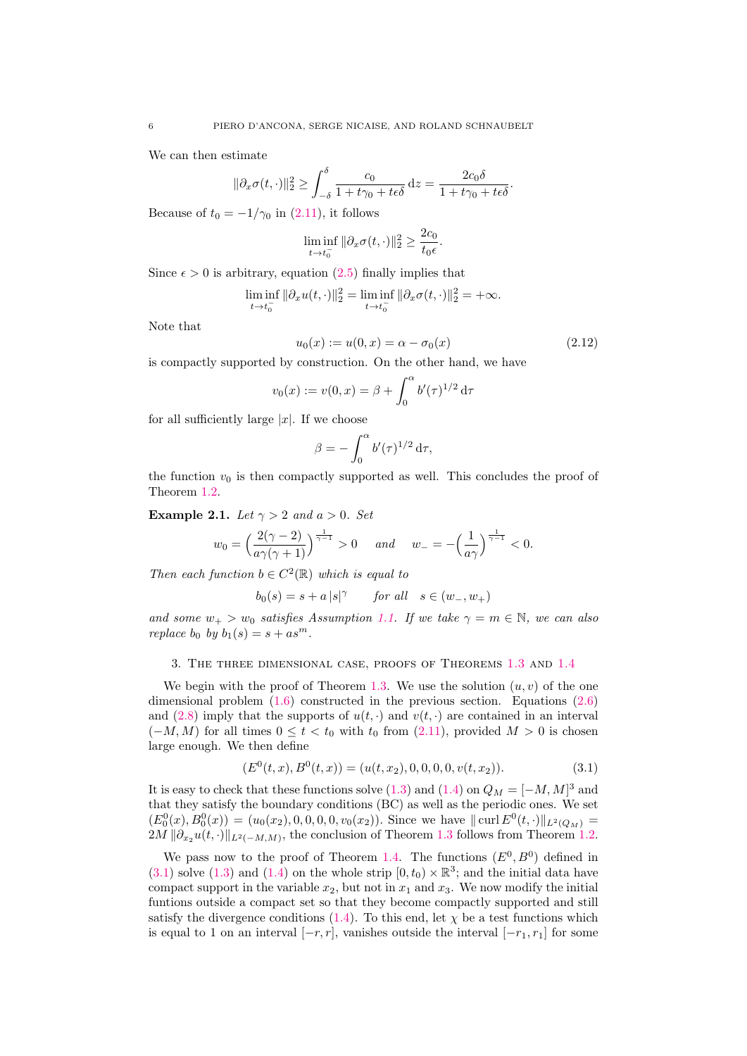We can then estimate

$$\|\partial_x \sigma(t,\cdot)\|_2^2 \geq \int_{-\delta}^{\delta} \frac{c_0}{1+t\gamma_0+t\epsilon\delta}\,\mathrm{d}z = \frac{2c_0\delta}{1+t\gamma_0+t\epsilon\delta}.$$

Because of $t_0 = -1/\gamma_0$ in (2.11), it follows

$$\liminf_{t\to t_0^-} \|\partial_x \sigma(t,\cdot)\|_2^2 \geq \frac{2c_0}{t_0\epsilon}.$$

Since $\epsilon > 0$ is arbitrary, equation (2.5) finally implies that

$$\liminf_{t\to t_0^-} \|\partial_x u(t,\cdot)\|_2^2 = \liminf_{t\to t_0^-} \|\partial_x \sigma(t,\cdot)\|_2^2 = +\infty.$$

Note that

$$u_0(x) := u(0,x) = \alpha - \sigma_0(x) \tag{2.12}$$

is compactly supported by construction. On the other hand, we have

$$v_0(x) := v(0,x) = \beta + \int_0^\alpha b'(\tau)^{1/2}\,\mathrm{d}\tau$$

for all sufficiently large $|x|$. If we choose

$$\beta = -\int_0^\alpha b'(\tau)^{1/2}\,\mathrm{d}\tau,$$

the function $v_0$ is then compactly supported as well. This concludes the proof of Theorem 1.2.

**Example 2.1.** *Let $\gamma > 2$ and $a > 0$. Set*

$$w_0 = \Big(\frac{2(\gamma-2)}{a\gamma(\gamma+1)}\Big)^{\frac{1}{\gamma-1}} > 0 \quad \text{and} \quad w_- = -\Big(\frac{1}{a\gamma}\Big)^{\frac{1}{\gamma-1}} < 0.$$

*Then each function $b \in C^2(\mathbb{R})$ which is equal to*

$$b_0(s) = s + a\,|s|^\gamma \qquad \text{for all} \quad s \in (w_-, w_+)$$

*and some $w_+ > w_0$ satisfies Assumption 1.1. If we take $\gamma = m \in \mathbb{N}$, we can also replace $b_0$ by $b_1(s) = s + as^m$.*

## 3. The three dimensional case, proofs of Theorems 1.3 and 1.4

We begin with the proof of Theorem 1.3. We use the solution $(u, v)$ of the one dimensional problem (1.6) constructed in the previous section. Equations (2.6) and (2.8) imply that the supports of $u(t,\cdot)$ and $v(t,\cdot)$ are contained in an interval $(-M, M)$ for all times $0 \leq t < t_0$ with $t_0$ from (2.11), provided $M > 0$ is chosen large enough. We then define

$$(E^0(t,x), B^0(t,x)) = (u(t,x_2), 0, 0, 0, 0, v(t,x_2)). \tag{3.1}$$

It is easy to check that these functions solve (1.3) and (1.4) on $Q_M = [-M, M]^3$ and that they satisfy the boundary conditions (BC) as well as the periodic ones. We set $(E_0^0(x), B_0^0(x)) = (u_0(x_2), 0, 0, 0, 0, v_0(x_2))$. Since we have $\|\operatorname{curl} E^0(t,\cdot)\|_{L^2(Q_M)} = 2M\,\|\partial_{x_2} u(t,\cdot)\|_{L^2(-M,M)}$, the conclusion of Theorem 1.3 follows from Theorem 1.2.

We pass now to the proof of Theorem 1.4. The functions $(E^0, B^0)$ defined in (3.1) solve (1.3) and (1.4) on the whole strip $[0, t_0) \times \mathbb{R}^3$; and the initial data have compact support in the variable $x_2$, but not in $x_1$ and $x_3$. We now modify the initial funtions outside a compact set so that they become compactly supported and still satisfy the divergence conditions (1.4). To this end, let $\chi$ be a test functions which is equal to 1 on an interval $[-r, r]$, vanishes outside the interval $[-r_1, r_1]$ for some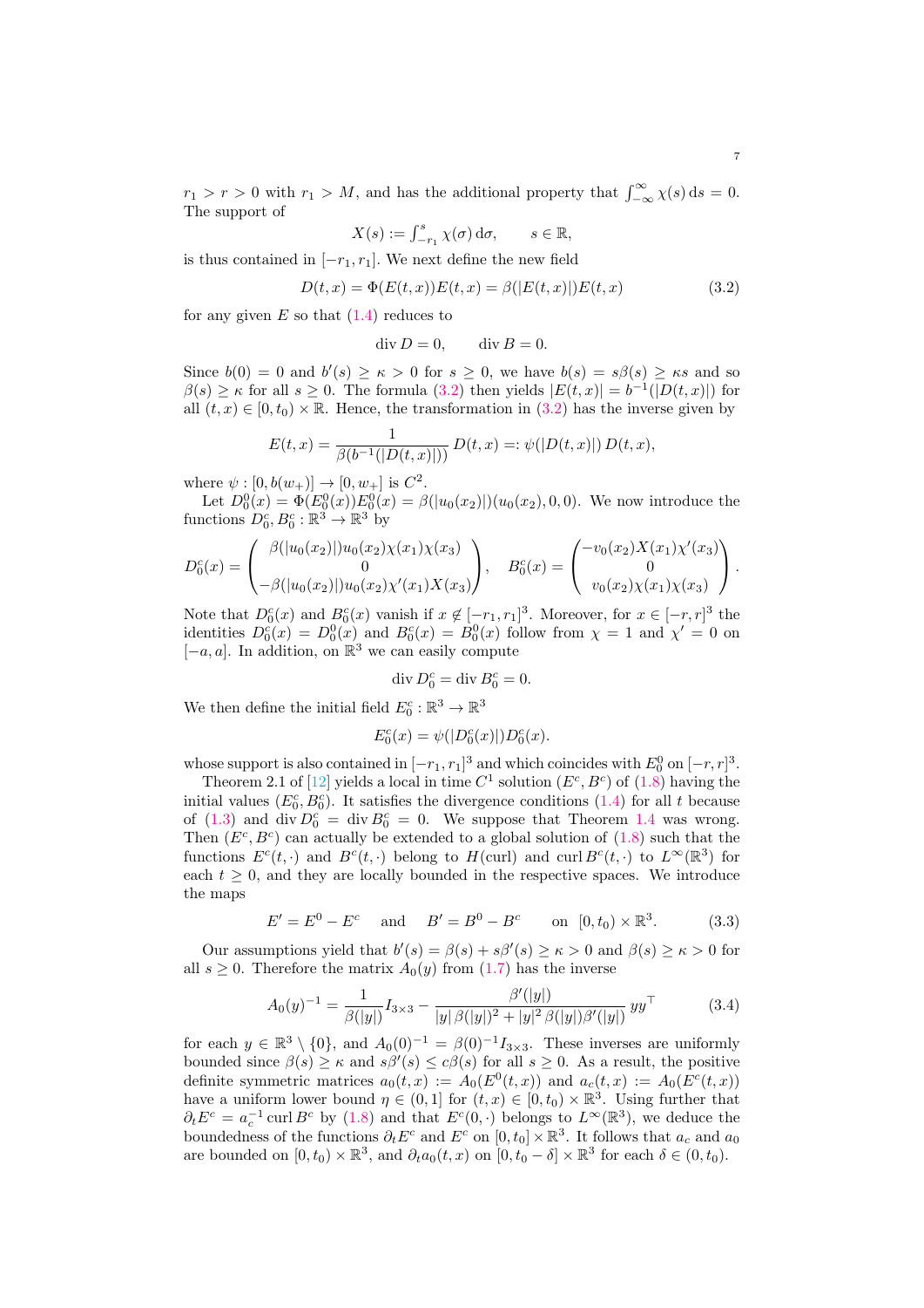$r_1 > r > 0$ with $r_1 > M$, and has the additional property that $\int_{-\infty}^{\infty} \chi(s)\,\mathrm{d}s = 0$. The support of

$$X(s) := \int_{-r_1}^{s} \chi(\sigma)\,\mathrm{d}\sigma, \qquad s \in \mathbb{R},$$

is thus contained in $[-r_1, r_1]$. We next define the new field

$$D(t,x) = \Phi(E(t,x))E(t,x) = \beta(|E(t,x)|)E(t,x) \tag{3.2}$$

for any given $E$ so that (1.4) reduces to

$$\operatorname{div} D = 0, \qquad \operatorname{div} B = 0.$$

Since $b(0) = 0$ and $b'(s) \geq \kappa > 0$ for $s \geq 0$, we have $b(s) = s\beta(s) \geq \kappa s$ and so $\beta(s) \geq \kappa$ for all $s \geq 0$. The formula (3.2) then yields $|E(t,x)| = b^{-1}(|D(t,x)|)$ for all $(t,x) \in [0,t_0) \times \mathbb{R}$. Hence, the transformation in (3.2) has the inverse given by

$$E(t,x) = \frac{1}{\beta(b^{-1}(|D(t,x)|))}\, D(t,x) =: \psi(|D(t,x)|)\, D(t,x),$$

where $\psi : [0, b(w_+)] \to [0, w_+]$ is $C^2$.

Let $D_0^0(x) = \Phi(E_0^0(x))E_0^0(x) = \beta(|u_0(x_2)|)(u_0(x_2), 0, 0)$. We now introduce the functions $D_0^c, B_0^c : \mathbb{R}^3 \to \mathbb{R}^3$ by

$$D_0^c(x) = \begin{pmatrix} \beta(|u_0(x_2)|)u_0(x_2)\chi(x_1)\chi(x_3) \\ 0 \\ -\beta(|u_0(x_2)|)u_0(x_2)\chi'(x_1)X(x_3) \end{pmatrix}, \quad B_0^c(x) = \begin{pmatrix} -v_0(x_2)X(x_1)\chi'(x_3) \\ 0 \\ v_0(x_2)\chi(x_1)\chi(x_3) \end{pmatrix}.$$

Note that $D_0^c(x)$ and $B_0^c(x)$ vanish if $x \notin [-r_1, r_1]^3$. Moreover, for $x \in [-r,r]^3$ the identities $D_0^c(x) = D_0^0(x)$ and $B_0^c(x) = B_0^0(x)$ follow from $\chi = 1$ and $\chi' = 0$ on $[-a,a]$. In addition, on $\mathbb{R}^3$ we can easily compute

$$\operatorname{div} D_0^c = \operatorname{div} B_0^c = 0.$$

We then define the initial field $E_0^c : \mathbb{R}^3 \to \mathbb{R}^3$

$$E_0^c(x) = \psi(|D_0^c(x)|)D_0^c(x).$$

whose support is also contained in $[-r_1, r_1]^3$ and which coincides with $E_0^0$ on $[-r,r]^3$.

Theorem 2.1 of [12] yields a local in time $C^1$ solution $(E^c, B^c)$ of (1.8) having the initial values $(E_0^c, B_0^c)$. It satisfies the divergence conditions (1.4) for all $t$ because of (1.3) and $\operatorname{div} D_0^c = \operatorname{div} B_0^c = 0$. We suppose that Theorem 1.4 was wrong. Then $(E^c, B^c)$ can actually be extended to a global solution of (1.8) such that the functions $E^c(t,\cdot)$ and $B^c(t,\cdot)$ belong to $H(\mathrm{curl})$ and $\operatorname{curl} B^c(t,\cdot)$ to $L^\infty(\mathbb{R}^3)$ for each $t \geq 0$, and they are locally bounded in the respective spaces. We introduce the maps

$$E' = E^0 - E^c \quad \text{ and } \quad B' = B^0 - B^c \qquad \text{on } [0,t_0) \times \mathbb{R}^3. \tag{3.3}$$

Our assumptions yield that $b'(s) = \beta(s) + s\beta'(s) \geq \kappa > 0$ and $\beta(s) \geq \kappa > 0$ for all $s \geq 0$. Therefore the matrix $A_0(y)$ from (1.7) has the inverse

$$A_0(y)^{-1} = \frac{1}{\beta(|y|)} I_{3\times 3} - \frac{\beta'(|y|)}{|y|\,\beta(|y|)^2 + |y|^2\,\beta(|y|)\beta'(|y|)}\, yy^\top \tag{3.4}$$

for each $y \in \mathbb{R}^3 \setminus \{0\}$, and $A_0(0)^{-1} = \beta(0)^{-1} I_{3\times 3}$. These inverses are uniformly bounded since $\beta(s) \geq \kappa$ and $s\beta'(s) \leq c\beta(s)$ for all $s \geq 0$. As a result, the positive definite symmetric matrices $a_0(t,x) := A_0(E^0(t,x))$ and $a_c(t,x) := A_0(E^c(t,x))$ have a uniform lower bound $\eta \in (0,1]$ for $(t,x) \in [0,t_0) \times \mathbb{R}^3$. Using further that $\partial_t E^c = a_c^{-1} \operatorname{curl} B^c$ by (1.8) and that $E^c(0,\cdot)$ belongs to $L^\infty(\mathbb{R}^3)$, we deduce the boundedness of the functions $\partial_t E^c$ and $E^c$ on $[0,t_0] \times \mathbb{R}^3$. It follows that $a_c$ and $a_0$ are bounded on $[0,t_0) \times \mathbb{R}^3$, and $\partial_t a_0(t,x)$ on $[0, t_0 - \delta] \times \mathbb{R}^3$ for each $\delta \in (0, t_0)$.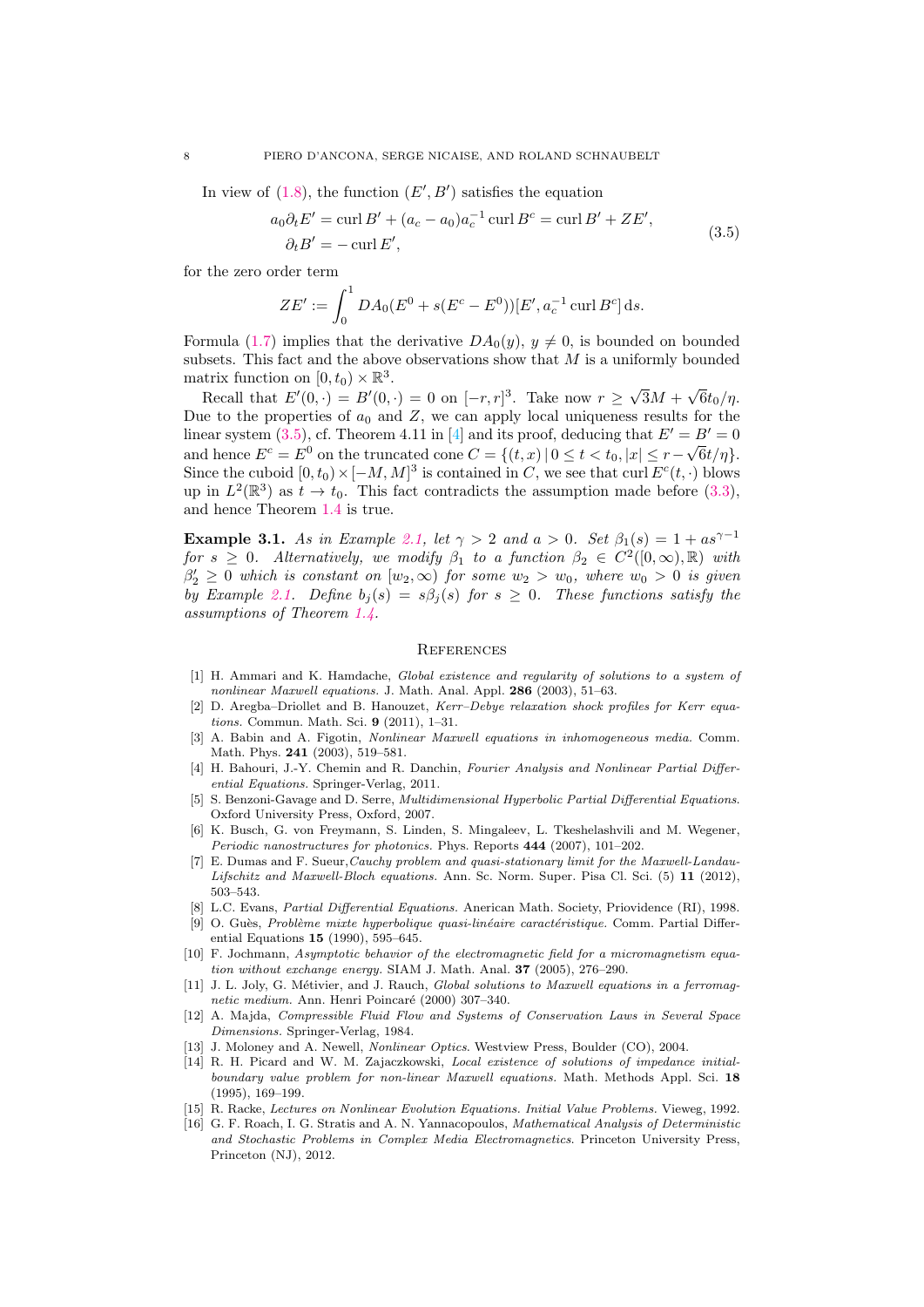In view of (1.8), the function $(E', B')$ satisfies the equation

$$
\begin{aligned}
a_0 \partial_t E' &= \operatorname{curl} B' + (a_c - a_0) a_c^{-1} \operatorname{curl} B^c = \operatorname{curl} B' + ZE', \\
\partial_t B' &= -\operatorname{curl} E',
\end{aligned}
\tag{3.5}
$$

for the zero order term

$$
ZE' := \int_0^1 DA_0(E^0 + s(E^c - E^0))[E', a_c^{-1} \operatorname{curl} B^c]\, \mathrm{d}s.
$$

Formula (1.7) implies that the derivative $DA_0(y)$, $y \neq 0$, is bounded on bounded subsets. This fact and the above observations show that $M$ is a uniformly bounded matrix function on $[0, t_0) \times \mathbb{R}^3$.

Recall that $E'(0, \cdot) = B'(0, \cdot) = 0$ on $[-r, r]^3$. Take now $r \geq \sqrt{3}M + \sqrt{6}t_0/\eta$. Due to the properties of $a_0$ and $Z$, we can apply local uniqueness results for the linear system (3.5), cf. Theorem 4.11 in [4] and its proof, deducing that $E' = B' = 0$ and hence $E^c = E^0$ on the truncated cone $C = \{(t,x) \,|\, 0 \leq t < t_0, |x| \leq r - \sqrt{6}t/\eta\}$. Since the cuboid $[0, t_0) \times [-M, M]^3$ is contained in $C$, we see that $\operatorname{curl} E^c(t, \cdot)$ blows up in $L^2(\mathbb{R}^3)$ as $t \to t_0$. This fact contradicts the assumption made before (3.3), and hence Theorem 1.4 is true.

**Example 3.1.** *As in Example 2.1, let $\gamma > 2$ and $a > 0$. Set $\beta_1(s) = 1 + as^{\gamma-1}$ for $s \geq 0$. Alternatively, we modify $\beta_1$ to a function $\beta_2 \in C^2([0, \infty), \mathbb{R})$ with $\beta_2' \geq 0$ which is constant on $[w_2, \infty)$ for some $w_2 > w_0$, where $w_0 > 0$ is given by Example 2.1. Define $b_j(s) = s\beta_j(s)$ for $s \geq 0$. These functions satisfy the assumptions of Theorem 1.4.*

## References

[1] H. Ammari and K. Hamdache, *Global existence and regularity of solutions to a system of nonlinear Maxwell equations.* J. Math. Anal. Appl. **286** (2003), 51–63.

[2] D. Aregba–Driollet and B. Hanouzet, *Kerr–Debye relaxation shock profiles for Kerr equations.* Commun. Math. Sci. **9** (2011), 1–31.

[3] A. Babin and A. Figotin, *Nonlinear Maxwell equations in inhomogeneous media.* Comm. Math. Phys. **241** (2003), 519–581.

[4] H. Bahouri, J.-Y. Chemin and R. Danchin, *Fourier Analysis and Nonlinear Partial Differential Equations.* Springer-Verlag, 2011.

[5] S. Benzoni-Gavage and D. Serre, *Multidimensional Hyperbolic Partial Differential Equations.* Oxford University Press, Oxford, 2007.

[6] K. Busch, G. von Freymann, S. Linden, S. Mingaleev, L. Tkeshelashvili and M. Wegener, *Periodic nanostructures for photonics.* Phys. Reports **444** (2007), 101–202.

[7] E. Dumas and F. Sueur, *Cauchy problem and quasi-stationary limit for the Maxwell-Landau-Lifschitz and Maxwell-Bloch equations.* Ann. Sc. Norm. Super. Pisa Cl. Sci. (5) **11** (2012), 503–543.

[8] L.C. Evans, *Partial Differential Equations.* Anerican Math. Society, Priovidence (RI), 1998.

[9] O. Guès, *Problème mixte hyperbolique quasi-linéaire caractéristique.* Comm. Partial Differential Equations **15** (1990), 595–645.

[10] F. Jochmann, *Asymptotic behavior of the electromagnetic field for a micromagnetism equation without exchange energy.* SIAM J. Math. Anal. **37** (2005), 276–290.

[11] J. L. Joly, G. Métivier, and J. Rauch, *Global solutions to Maxwell equations in a ferromagnetic medium.* Ann. Henri Poincaré (2000) 307–340.

[12] A. Majda, *Compressible Fluid Flow and Systems of Conservation Laws in Several Space Dimensions.* Springer-Verlag, 1984.

[13] J. Moloney and A. Newell, *Nonlinear Optics.* Westview Press, Boulder (CO), 2004.

[14] R. H. Picard and W. M. Zajaczkowski, *Local existence of solutions of impedance initial-boundary value problem for non-linear Maxwell equations.* Math. Methods Appl. Sci. **18** (1995), 169–199.

[15] R. Racke, *Lectures on Nonlinear Evolution Equations. Initial Value Problems.* Vieweg, 1992.

[16] G. F. Roach, I. G. Stratis and A. N. Yannacopoulos, *Mathematical Analysis of Deterministic and Stochastic Problems in Complex Media Electromagnetics.* Princeton University Press, Princeton (NJ), 2012.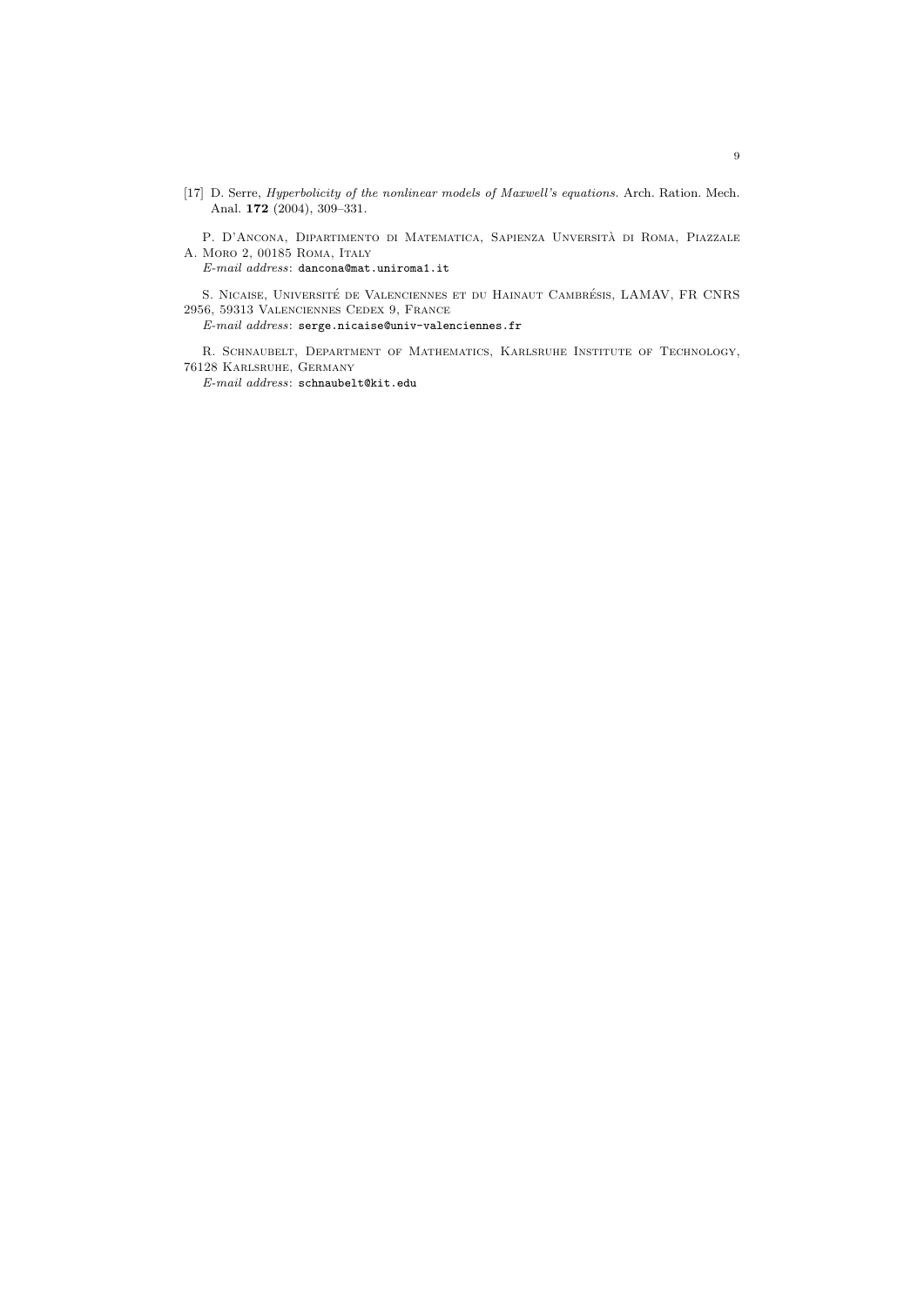[17] D. Serre, *Hyperbolicity of the nonlinear models of Maxwell's equations.* Arch. Ration. Mech. Anal. **172** (2004), 309–331.

P. D'Ancona, Dipartimento di Matematica, Sapienza Unversità di Roma, Piazzale A. Moro 2, 00185 Roma, Italy

*E-mail address*: dancona@mat.uniroma1.it

S. Nicaise, Université de Valenciennes et du Hainaut Cambrésis, LAMAV, FR CNRS 2956, 59313 Valenciennes Cedex 9, France

*E-mail address*: serge.nicaise@univ-valenciennes.fr

R. Schnaubelt, Department of Mathematics, Karlsruhe Institute of Technology, 76128 Karlsruhe, Germany

*E-mail address*: schnaubelt@kit.edu